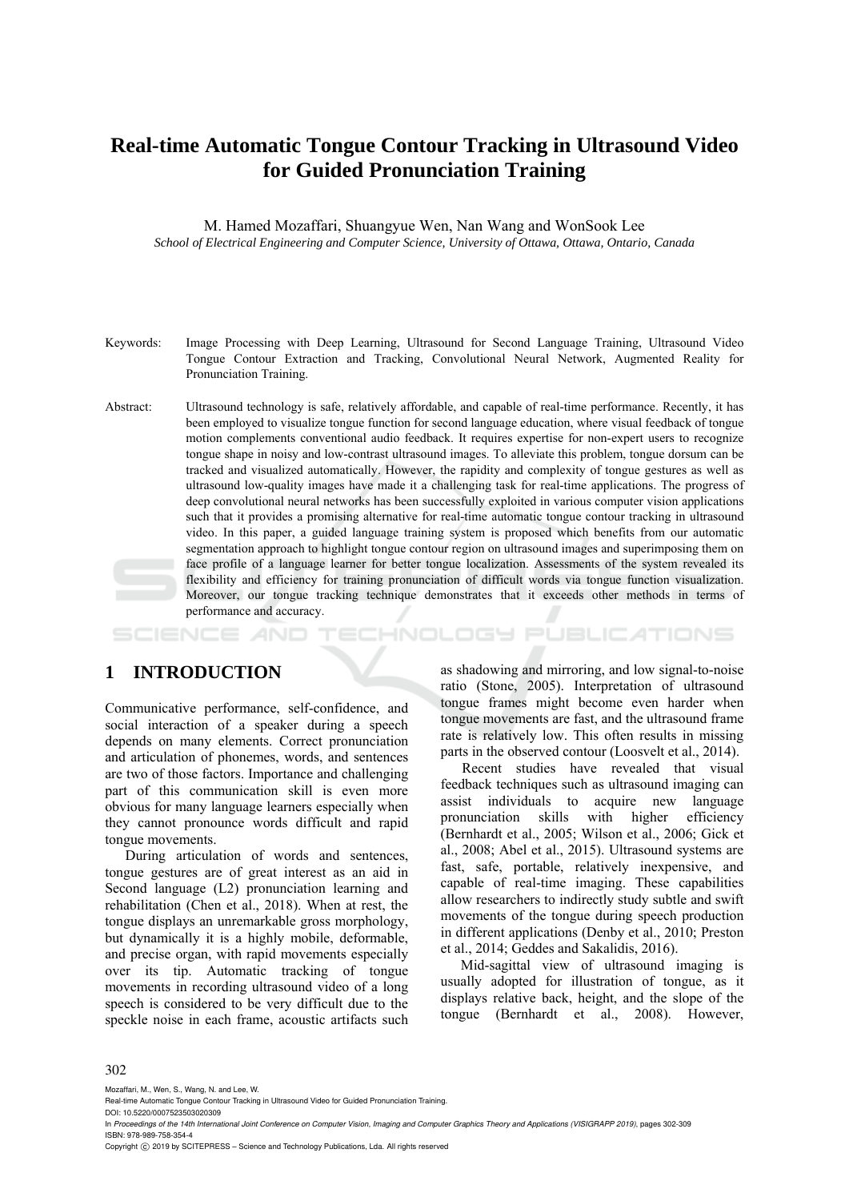# Real-time Automatic Tongue Contour Tracking in Ultrasound Video for Guided Pronunciation Training

M. Hamed Mozaffari, Shuangyue Wen, Nan Wang and WonSook Lee

*School of Electrical Engineering and Computer Science, University of Ottawa, Ottawa, Ontario, Canada*

Keywords: Image Processing with Deep Learning, Ultrasound for Second Language Training, Ultrasound Video Tongue Contour Extraction and Tracking, Convolutional Neural Network, Augmented Reality for Pronunciation Training.

Abstract: Ultrasound technology is safe, relatively affordable, and capable of real-time performance. Recently, it has been employed to visualize tongue function for second language education, where visual feedback of tongue motion complements conventional audio feedback. It requires expertise for non-expert users to recognize tongue shape in noisy and low-contrast ultrasound images. To alleviate this problem, tongue dorsum can be tracked and visualized automatically. However, the rapidity and complexity of tongue gestures as well as ultrasound low-quality images have made it a challenging task for real-time applications. The progress of deep convolutional neural networks has been successfully exploited in various computer vision applications such that it provides a promising alternative for real-time automatic tongue contour tracking in ultrasound video. In this paper, a guided language training system is proposed which benefits from our automatic segmentation approach to highlight tongue contour region on ultrasound images and superimposing them on face profile of a language learner for better tongue localization. Assessments of the system revealed its flexibility and efficiency for training pronunciation of difficult words via tongue function visualization. Moreover, our tongue tracking technique demonstrates that it exceeds other methods in terms of performance and accuracy.

## 1 INTRODUCTION

Communicative performance, self-confidence, and social interaction of a speaker during a speech depends on many elements. Correct pronunciation and articulation of phonemes, words, and sentences are two of those factors. Importance and challenging part of this communication skill is even more obvious for many language learners especially when they cannot pronounce words difficult and rapid tongue movements.

During articulation of words and sentences, tongue gestures are of great interest as an aid in Second language (L2) pronunciation learning and rehabilitation (Chen et al., 2018). When at rest, the tongue displays an unremarkable gross morphology, but dynamically it is a highly mobile, deformable, and precise organ, with rapid movements especially over its tip. Automatic tracking of tongue movements in recording ultrasound video of a long speech is considered to be very difficult due to the speckle noise in each frame, acoustic artifacts such as shadowing and mirroring, and low signal-to-noise ratio (Stone, 2005). Interpretation of ultrasound tongue frames might become even harder when tongue movements are fast, and the ultrasound frame rate is relatively low. This often results in missing parts in the observed contour (Loosvelt et al., 2014).

Recent studies have revealed that visual feedback techniques such as ultrasound imaging can assist individuals to acquire new language pronunciation skills with higher efficiency (Bernhardt et al., 2005; Wilson et al., 2006; Gick et al., 2008; Abel et al., 2015). Ultrasound systems are fast, safe, portable, relatively inexpensive, and capable of real-time imaging. These capabilities allow researchers to indirectly study subtle and swift movements of the tongue during speech production in different applications (Denby et al., 2010; Preston et al., 2014; Geddes and Sakalidis, 2016).

Mid-sagittal view of ultrasound imaging is usually adopted for illustration of tongue, as it displays relative back, height, and the slope of the tongue (Bernhardt et al., 2008). However,

Mozaffari, M., Wen, S., Wang, N. and Lee, W.
Real-time Automatic Tongue Contour Tracking in Ultrasound Video for Guided Pronunciation Training.
DOI: 10.5220/0007523503020309
In *Proceedings of the 14th International Joint Conference on Computer Vision, Imaging and Computer Graphics Theory and Applications (VISIGRAPP 2019)*, pages 302-309
ISBN: 978-989-758-354-4
Copyright © 2019 by SCITEPRESS – Science and Technology Publications, Lda. All rights reserved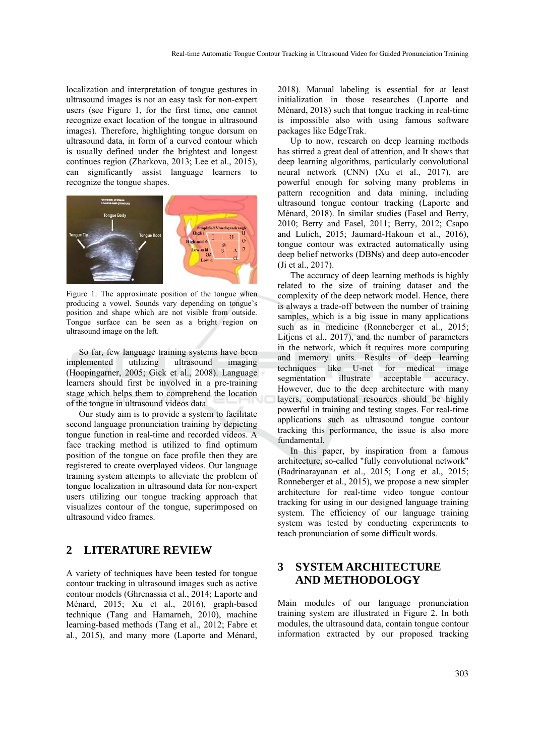localization and interpretation of tongue gestures in ultrasound images is not an easy task for non-expert users (see Figure 1, for the first time, one cannot recognize exact location of the tongue in ultrasound images). Therefore, highlighting tongue dorsum on ultrasound data, in form of a curved contour which is usually defined under the brightest and longest continues region (Zharkova, 2013; Lee et al., 2015), can significantly assist language learners to recognize the tongue shapes.

Figure 1: The approximate position of the tongue when producing a vowel. Sounds vary depending on tongue's position and shape which are not visible from outside. Tongue surface can be seen as a bright region on ultrasound image on the left.

So far, few language training systems have been implemented utilizing ultrasound imaging (Hoopingarner, 2005; Gick et al., 2008). Language learners should first be involved in a pre-training stage which helps them to comprehend the location of the tongue in ultrasound videos data.

Our study aim is to provide a system to facilitate second language pronunciation training by depicting tongue function in real-time and recorded videos. A face tracking method is utilized to find optimum position of the tongue on face profile then they are registered to create overplayed videos. Our language training system attempts to alleviate the problem of tongue localization in ultrasound data for non-expert users utilizing our tongue tracking approach that visualizes contour of the tongue, superimposed on ultrasound video frames.

## 2 LITERATURE REVIEW

A variety of techniques have been tested for tongue contour tracking in ultrasound images such as active contour models (Ghrenassia et al., 2014; Laporte and Ménard, 2015; Xu et al., 2016), graph-based technique (Tang and Hamarneh, 2010), machine learning-based methods (Tang et al., 2012; Fabre et al., 2015), and many more (Laporte and Ménard, 2018). Manual labeling is essential for at least initialization in those researches (Laporte and Ménard, 2018) such that tongue tracking in real-time is impossible also with using famous software packages like EdgeTrak.

Up to now, research on deep learning methods has stirred a great deal of attention, and It shows that deep learning algorithms, particularly convolutional neural network (CNN) (Xu et al., 2017), are powerful enough for solving many problems in pattern recognition and data mining, including ultrasound tongue contour tracking (Laporte and Ménard, 2018). In similar studies (Fasel and Berry, 2010; Berry and Fasel, 2011; Berry, 2012; Csapo and Lulich, 2015; Jaumard-Hakoun et al., 2016), tongue contour was extracted automatically using deep belief networks (DBNs) and deep auto-encoder (Ji et al., 2017).

The accuracy of deep learning methods is highly related to the size of training dataset and the complexity of the deep network model. Hence, there is always a trade-off between the number of training samples, which is a big issue in many applications such as in medicine (Ronneberger et al., 2015; Litjens et al., 2017), and the number of parameters in the network, which it requires more computing and memory units. Results of deep learning techniques like U-net for medical image segmentation illustrate acceptable accuracy. However, due to the deep architecture with many layers, computational resources should be highly powerful in training and testing stages. For real-time applications such as ultrasound tongue contour tracking this performance, the issue is also more fundamental.

In this paper, by inspiration from a famous architecture, so-called "fully convolutional network" (Badrinarayanan et al., 2015; Long et al., 2015; Ronneberger et al., 2015), we propose a new simpler architecture for real-time video tongue contour tracking for using in our designed language training system. The efficiency of our language training system was tested by conducting experiments to teach pronunciation of some difficult words.

## 3 SYSTEM ARCHITECTURE AND METHODOLOGY

Main modules of our language pronunciation training system are illustrated in Figure 2. In both modules, the ultrasound data, contain tongue contour information extracted by our proposed tracking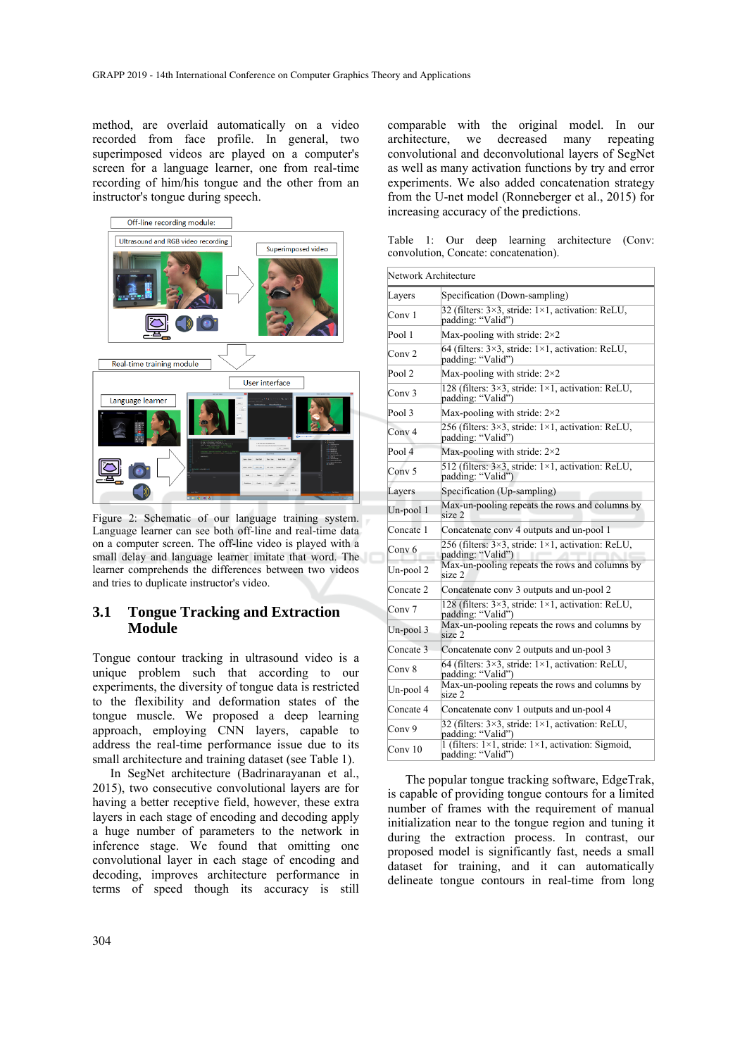method, are overlaid automatically on a video recorded from face profile. In general, two superimposed videos are played on a computer's screen for a language learner, one from real-time recording of him/his tongue and the other from an instructor's tongue during speech.

Figure 2: Schematic of our language training system. Language learner can see both off-line and real-time data on a computer screen. The off-line video is played with a small delay and language learner imitate that word. The learner comprehends the differences between two videos and tries to duplicate instructor's video.

## 3.1 Tongue Tracking and Extraction Module

Tongue contour tracking in ultrasound video is a unique problem such that according to our experiments, the diversity of tongue data is restricted to the flexibility and deformation states of the tongue muscle. We proposed a deep learning approach, employing CNN layers, capable to address the real-time performance issue due to its small architecture and training dataset (see Table 1).

In SegNet architecture (Badrinarayanan et al., 2015), two consecutive convolutional layers are for having a better receptive field, however, these extra layers in each stage of encoding and decoding apply a huge number of parameters to the network in inference stage. We found that omitting one convolutional layer in each stage of encoding and decoding, improves architecture performance in terms of speed though its accuracy is still comparable with the original model. In our architecture, we decreased many repeating convolutional and deconvolutional layers of SegNet as well as many activation functions by try and error experiments. We also added concatenation strategy from the U-net model (Ronneberger et al., 2015) for increasing accuracy of the predictions.

Table 1: Our deep learning architecture (Conv: convolution, Concate: concatenation).

| Network Architecture | |
|---|---|
| Layers | Specification (Down-sampling) |
| Conv 1 | 32 (filters: 3×3, stride: 1×1, activation: ReLU, padding: "Valid") |
| Pool 1 | Max-pooling with stride: 2×2 |
| Conv 2 | 64 (filters: 3×3, stride: 1×1, activation: ReLU, padding: "Valid") |
| Pool 2 | Max-pooling with stride: 2×2 |
| Conv 3 | 128 (filters: 3×3, stride: 1×1, activation: ReLU, padding: "Valid") |
| Pool 3 | Max-pooling with stride: 2×2 |
| Conv 4 | 256 (filters: 3×3, stride: 1×1, activation: ReLU, padding: "Valid") |
| Pool 4 | Max-pooling with stride: 2×2 |
| Conv 5 | 512 (filters: 3×3, stride: 1×1, activation: ReLU, padding: "Valid") |
| Layers | Specification (Up-sampling) |
| Un-pool 1 | Max-un-pooling repeats the rows and columns by size 2 |
| Concate 1 | Concatenate conv 4 outputs and un-pool 1 |
| Conv 6 | 256 (filters: 3×3, stride: 1×1, activation: ReLU, padding: "Valid") |
| Un-pool 2 | Max-un-pooling repeats the rows and columns by size 2 |
| Concate 2 | Concatenate conv 3 outputs and un-pool 2 |
| Conv 7 | 128 (filters: 3×3, stride: 1×1, activation: ReLU, padding: "Valid") |
| Un-pool 3 | Max-un-pooling repeats the rows and columns by size 2 |
| Concate 3 | Concatenate conv 2 outputs and un-pool 3 |
| Conv 8 | 64 (filters: 3×3, stride: 1×1, activation: ReLU, padding: "Valid") |
| Un-pool 4 | Max-un-pooling repeats the rows and columns by size 2 |
| Concate 4 | Concatenate conv 1 outputs and un-pool 4 |
| Conv 9 | 32 (filters: 3×3, stride: 1×1, activation: ReLU, padding: "Valid") |
| Conv 10 | 1 (filters: 1×1, stride: 1×1, activation: Sigmoid, padding: "Valid") |

The popular tongue tracking software, EdgeTrak, is capable of providing tongue contours for a limited number of frames with the requirement of manual initialization near to the tongue region and tuning it during the extraction process. In contrast, our proposed model is significantly fast, needs a small dataset for training, and it can automatically delineate tongue contours in real-time from long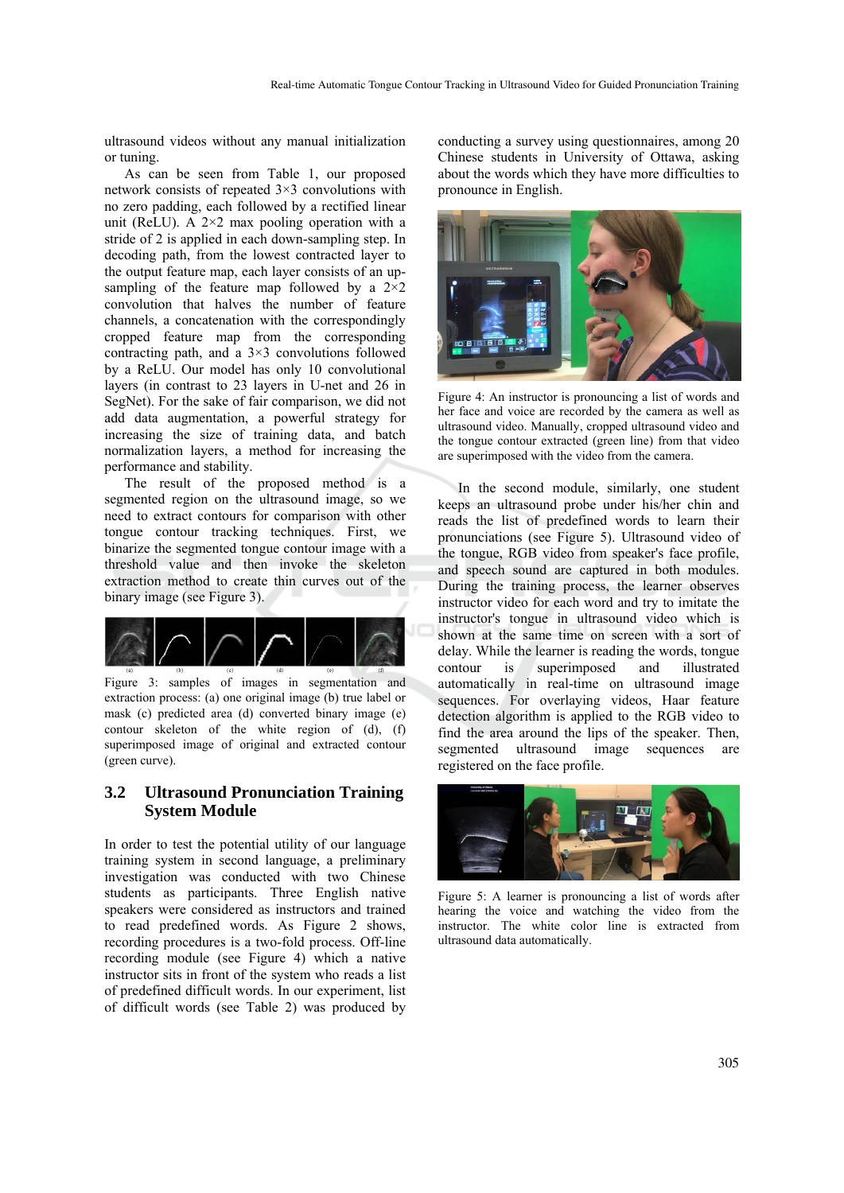ultrasound videos without any manual initialization or tuning.

As can be seen from Table 1, our proposed network consists of repeated 3×3 convolutions with no zero padding, each followed by a rectified linear unit (ReLU). A 2×2 max pooling operation with a stride of 2 is applied in each down-sampling step. In decoding path, from the lowest contracted layer to the output feature map, each layer consists of an up-sampling of the feature map followed by a 2×2 convolution that halves the number of feature channels, a concatenation with the correspondingly cropped feature map from the corresponding contracting path, and a 3×3 convolutions followed by a ReLU. Our model has only 10 convolutional layers (in contrast to 23 layers in U-net and 26 in SegNet). For the sake of fair comparison, we did not add data augmentation, a powerful strategy for increasing the size of training data, and batch normalization layers, a method for increasing the performance and stability.

The result of the proposed method is a segmented region on the ultrasound image, so we need to extract contours for comparison with other tongue contour tracking techniques. First, we binarize the segmented tongue contour image with a threshold value and then invoke the skeleton extraction method to create thin curves out of the binary image (see Figure 3).

Figure 3: samples of images in segmentation and extraction process: (a) one original image (b) true label or mask (c) predicted area (d) converted binary image (e) contour skeleton of the white region of (d), (f) superimposed image of original and extracted contour (green curve).

## 3.2 Ultrasound Pronunciation Training System Module

In order to test the potential utility of our language training system in second language, a preliminary investigation was conducted with two Chinese students as participants. Three English native speakers were considered as instructors and trained to read predefined words. As Figure 2 shows, recording procedures is a two-fold process. Off-line recording module (see Figure 4) which a native instructor sits in front of the system who reads a list of predefined difficult words. In our experiment, list of difficult words (see Table 2) was produced by conducting a survey using questionnaires, among 20 Chinese students in University of Ottawa, asking about the words which they have more difficulties to pronounce in English.

Figure 4: An instructor is pronouncing a list of words and her face and voice are recorded by the camera as well as ultrasound video. Manually, cropped ultrasound video and the tongue contour extracted (green line) from that video are superimposed with the video from the camera.

In the second module, similarly, one student keeps an ultrasound probe under his/her chin and reads the list of predefined words to learn their pronunciations (see Figure 5). Ultrasound video of the tongue, RGB video from speaker's face profile, and speech sound are captured in both modules. During the training process, the learner observes instructor video for each word and try to imitate the instructor's tongue in ultrasound video which is shown at the same time on screen with a sort of delay. While the learner is reading the words, tongue contour is superimposed and illustrated automatically in real-time on ultrasound image sequences. For overlaying videos, Haar feature detection algorithm is applied to the RGB video to find the area around the lips of the speaker. Then, segmented ultrasound image sequences are registered on the face profile.

Figure 5: A learner is pronouncing a list of words after hearing the voice and watching the video from the instructor. The white color line is extracted from ultrasound data automatically.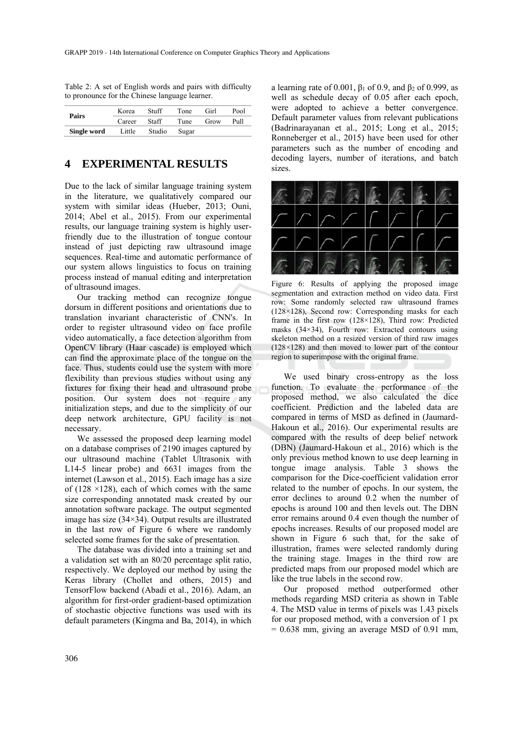Table 2: A set of English words and pairs with difficulty to pronounce for the Chinese language learner.

| | | | | | |
|---|---|---|---|---|---|
| **Pairs** | Korea | Stuff | Tone | Girl | Pool |
| | Career | Staff | Tune | Grow | Pull |
| **Single word** | Little | Studio | Sugar | | |

## 4 EXPERIMENTAL RESULTS

Due to the lack of similar language training system in the literature, we qualitatively compared our system with similar ideas (Hueber, 2013; Ouni, 2014; Abel et al., 2015). From our experimental results, our language training system is highly user-friendly due to the illustration of tongue contour instead of just depicting raw ultrasound image sequences. Real-time and automatic performance of our system allows linguistics to focus on training process instead of manual editing and interpretation of ultrasound images.

Our tracking method can recognize tongue dorsum in different positions and orientations due to translation invariant characteristic of CNN's. In order to register ultrasound video on face profile video automatically, a face detection algorithm from OpenCV library (Haar cascade) is employed which can find the approximate place of the tongue on the face. Thus, students could use the system with more flexibility than previous studies without using any fixtures for fixing their head and ultrasound probe position. Our system does not require any initialization steps, and due to the simplicity of our deep network architecture, GPU facility is not necessary.

We assessed the proposed deep learning model on a database comprises of 2190 images captured by our ultrasound machine (Tablet Ultrasonix with L14-5 linear probe) and 6631 images from the internet (Lawson et al., 2015). Each image has a size of (128 ×128), each of which comes with the same size corresponding annotated mask created by our annotation software package. The output segmented image has size (34×34). Output results are illustrated in the last row of Figure 6 where we randomly selected some frames for the sake of presentation.

The database was divided into a training set and a validation set with an 80/20 percentage split ratio, respectively. We deployed our method by using the Keras library (Chollet and others, 2015) and TensorFlow backend (Abadi et al., 2016). Adam, an algorithm for first-order gradient-based optimization of stochastic objective functions was used with its default parameters (Kingma and Ba, 2014), in which a learning rate of 0.001, $\beta_1$ of 0.9, and $\beta_2$ of 0.999, as well as schedule decay of 0.05 after each epoch, were adopted to achieve a better convergence. Default parameter values from relevant publications (Badrinarayanan et al., 2015; Long et al., 2015; Ronneberger et al., 2015) have been used for other parameters such as the number of encoding and decoding layers, number of iterations, and batch sizes.

Figure 6: Results of applying the proposed image segmentation and extraction method on video data. First row: Some randomly selected raw ultrasound frames (128×128), Second row: Corresponding masks for each frame in the first row (128×128), Third row: Predicted masks (34×34), Fourth row: Extracted contours using skeleton method on a resized version of third raw images (128×128) and then moved to lower part of the contour region to superimpose with the original frame.

We used binary cross-entropy as the loss function. To evaluate the performance of the proposed method, we also calculated the dice coefficient. Prediction and the labeled data are compared in terms of MSD as defined in (Jaumard-Hakoun et al., 2016). Our experimental results are compared with the results of deep belief network (DBN) (Jaumard-Hakoun et al., 2016) which is the only previous method known to use deep learning in tongue image analysis. Table 3 shows the comparison for the Dice-coefficient validation error related to the number of epochs. In our system, the error declines to around 0.2 when the number of epochs is around 100 and then levels out. The DBN error remains around 0.4 even though the number of epochs increases. Results of our proposed model are shown in Figure 6 such that, for the sake of illustration, frames were selected randomly during the training stage. Images in the third row are predicted maps from our proposed model which are like the true labels in the second row.

Our proposed method outperformed other methods regarding MSD criteria as shown in Table 4. The MSD value in terms of pixels was 1.43 pixels for our proposed method, with a conversion of 1 px = 0.638 mm, giving an average MSD of 0.91 mm,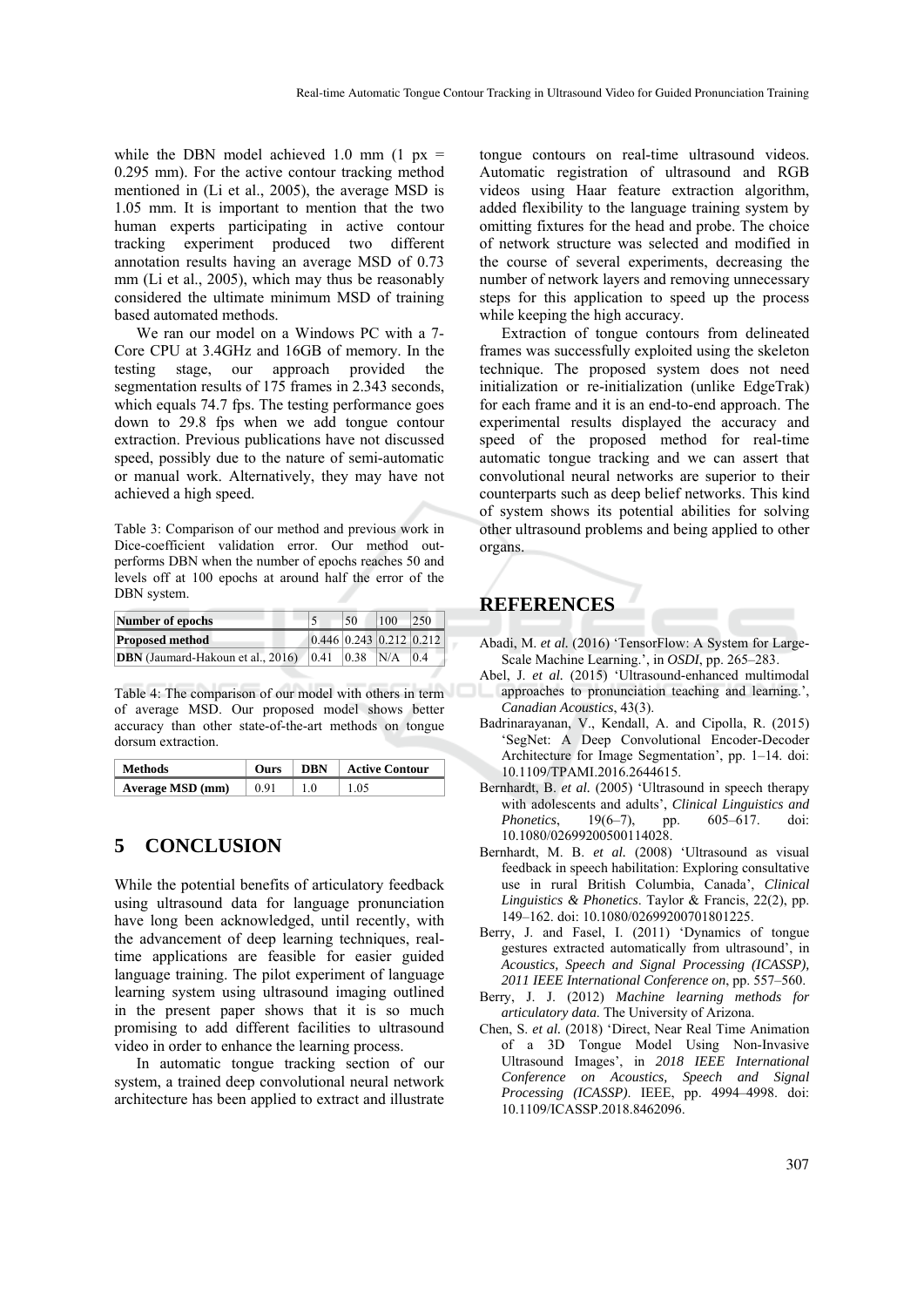while the DBN model achieved 1.0 mm (1 px = 0.295 mm). For the active contour tracking method mentioned in (Li et al., 2005), the average MSD is 1.05 mm. It is important to mention that the two human experts participating in active contour tracking experiment produced two different annotation results having an average MSD of 0.73 mm (Li et al., 2005), which may thus be reasonably considered the ultimate minimum MSD of training based automated methods.

We ran our model on a Windows PC with a 7-Core CPU at 3.4GHz and 16GB of memory. In the testing stage, our approach provided the segmentation results of 175 frames in 2.343 seconds, which equals 74.7 fps. The testing performance goes down to 29.8 fps when we add tongue contour extraction. Previous publications have not discussed speed, possibly due to the nature of semi-automatic or manual work. Alternatively, they may have not achieved a high speed.

Table 3: Comparison of our method and previous work in Dice-coefficient validation error. Our method outperforms DBN when the number of epochs reaches 50 and levels off at 100 epochs at around half the error of the DBN system.

| Number of epochs | 5 | 50 | 100 | 250 |
|---|---|---|---|---|
| **Proposed method** | 0.446 | 0.243 | 0.212 | 0.212 |
| **DBN** (Jaumard-Hakoun et al., 2016) | 0.41 | 0.38 | N/A | 0.4 |

Table 4: The comparison of our model with others in term of average MSD. Our proposed model shows better accuracy than other state-of-the-art methods on tongue dorsum extraction.

| Methods | Ours | DBN | Active Contour |
|---|---|---|---|
| **Average MSD (mm)** | 0.91 | 1.0 | 1.05 |

## 5 CONCLUSION

While the potential benefits of articulatory feedback using ultrasound data for language pronunciation have long been acknowledged, until recently, with the advancement of deep learning techniques, real-time applications are feasible for easier guided language training. The pilot experiment of language learning system using ultrasound imaging outlined in the present paper shows that it is so much promising to add different facilities to ultrasound video in order to enhance the learning process.

In automatic tongue tracking section of our system, a trained deep convolutional neural network architecture has been applied to extract and illustrate tongue contours on real-time ultrasound videos. Automatic registration of ultrasound and RGB videos using Haar feature extraction algorithm, added flexibility to the language training system by omitting fixtures for the head and probe. The choice of network structure was selected and modified in the course of several experiments, decreasing the number of network layers and removing unnecessary steps for this application to speed up the process while keeping the high accuracy.

Extraction of tongue contours from delineated frames was successfully exploited using the skeleton technique. The proposed system does not need initialization or re-initialization (unlike EdgeTrak) for each frame and it is an end-to-end approach. The experimental results displayed the accuracy and speed of the proposed method for real-time automatic tongue tracking and we can assert that convolutional neural networks are superior to their counterparts such as deep belief networks. This kind of system shows its potential abilities for solving other ultrasound problems and being applied to other organs.

## REFERENCES

Abadi, M. *et al.* (2016) 'TensorFlow: A System for Large-Scale Machine Learning.', in *OSDI*, pp. 265–283.

Abel, J. *et al.* (2015) 'Ultrasound-enhanced multimodal approaches to pronunciation teaching and learning.', *Canadian Acoustics*, 43(3).

Badrinarayanan, V., Kendall, A. and Cipolla, R. (2015) 'SegNet: A Deep Convolutional Encoder-Decoder Architecture for Image Segmentation', pp. 1–14. doi: 10.1109/TPAMI.2016.2644615.

Bernhardt, B. *et al.* (2005) 'Ultrasound in speech therapy with adolescents and adults', *Clinical Linguistics and Phonetics*, 19(6–7), pp. 605–617. doi: 10.1080/02699200500114028.

Bernhardt, M. B. *et al.* (2008) 'Ultrasound as visual feedback in speech habilitation: Exploring consultative use in rural British Columbia, Canada', *Clinical Linguistics & Phonetics*. Taylor & Francis, 22(2), pp. 149–162. doi: 10.1080/02699200701801225.

Berry, J. and Fasel, I. (2011) 'Dynamics of tongue gestures extracted automatically from ultrasound', in *Acoustics, Speech and Signal Processing (ICASSP), 2011 IEEE International Conference on*, pp. 557–560.

Berry, J. J. (2012) *Machine learning methods for articulatory data*. The University of Arizona.

Chen, S. *et al.* (2018) 'Direct, Near Real Time Animation of a 3D Tongue Model Using Non-Invasive Ultrasound Images', in *2018 IEEE International Conference on Acoustics, Speech and Signal Processing (ICASSP)*. IEEE, pp. 4994–4998. doi: 10.1109/ICASSP.2018.8462096.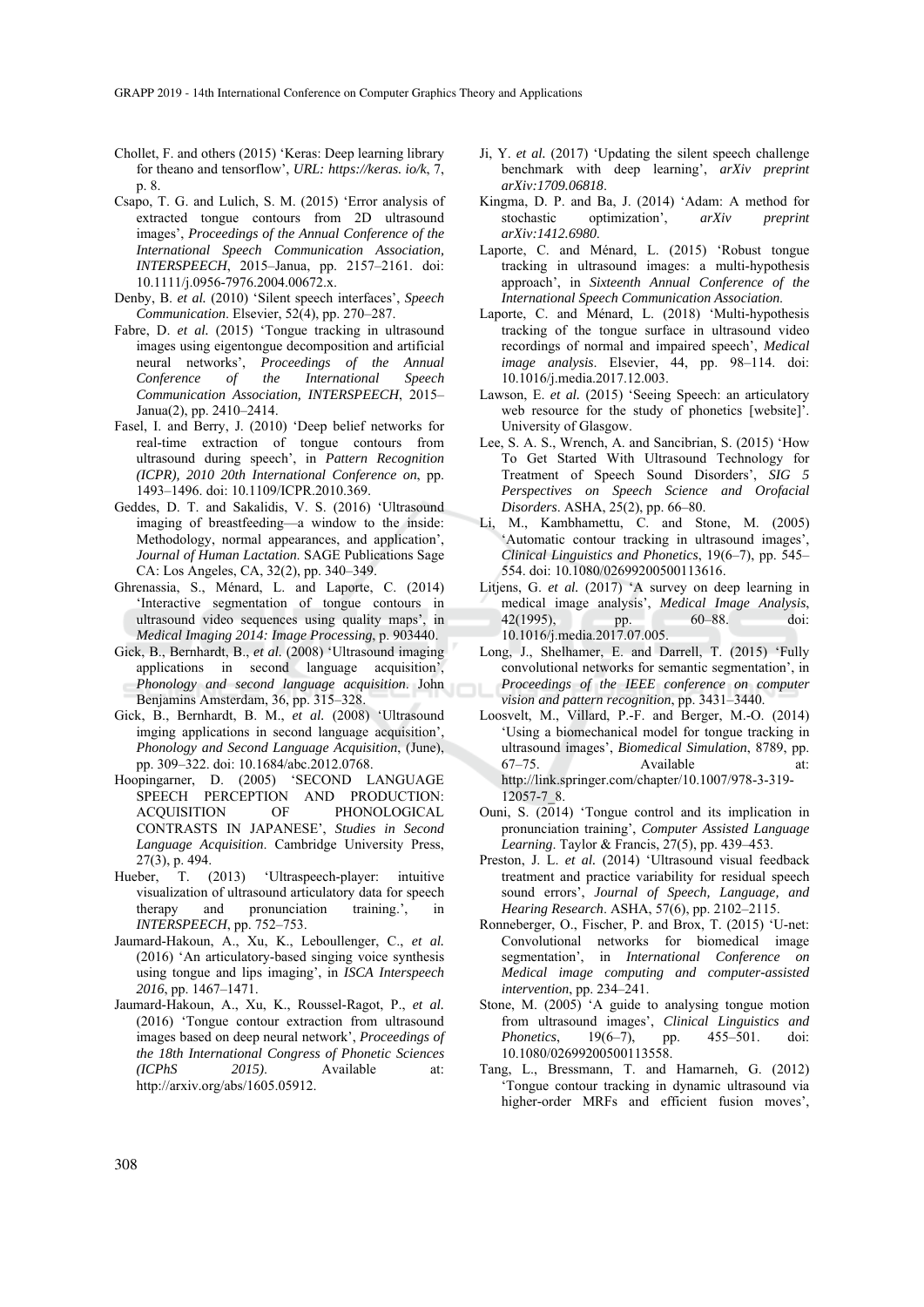Chollet, F. and others (2015) 'Keras: Deep learning library for theano and tensorflow', *URL: https://keras. io/k*, 7, p. 8.

Csapo, T. G. and Lulich, S. M. (2015) 'Error analysis of extracted tongue contours from 2D ultrasound images', *Proceedings of the Annual Conference of the International Speech Communication Association, INTERSPEECH*, 2015–Janua, pp. 2157–2161. doi: 10.1111/j.0956-7976.2004.00672.x.

Denby, B. *et al.* (2010) 'Silent speech interfaces', *Speech Communication*. Elsevier, 52(4), pp. 270–287.

Fabre, D. *et al.* (2015) 'Tongue tracking in ultrasound images using eigentongue decomposition and artificial neural networks', *Proceedings of the Annual Conference of the International Speech Communication Association, INTERSPEECH*, 2015–Janua(2), pp. 2410–2414.

Fasel, I. and Berry, J. (2010) 'Deep belief networks for real-time extraction of tongue contours from ultrasound during speech', in *Pattern Recognition (ICPR), 2010 20th International Conference on*, pp. 1493–1496. doi: 10.1109/ICPR.2010.369.

Geddes, D. T. and Sakalidis, V. S. (2016) 'Ultrasound imaging of breastfeeding—a window to the inside: Methodology, normal appearances, and application', *Journal of Human Lactation*. SAGE Publications Sage CA: Los Angeles, CA, 32(2), pp. 340–349.

Ghrenassia, S., Ménard, L. and Laporte, C. (2014) 'Interactive segmentation of tongue contours in ultrasound video sequences using quality maps', in *Medical Imaging 2014: Image Processing*, p. 903440.

Gick, B., Bernhardt, B., *et al.* (2008) 'Ultrasound imaging applications in second language acquisition', *Phonology and second language acquisition*. John Benjamins Amsterdam, 36, pp. 315–328.

Gick, B., Bernhardt, B. M., *et al.* (2008) 'Ultrasound imging applications in second language acquisition', *Phonology and Second Language Acquisition*, (June), pp. 309–322. doi: 10.1684/abc.2012.0768.

Hoopingarner, D. (2005) 'SECOND LANGUAGE SPEECH PERCEPTION AND PRODUCTION: ACQUISITION OF PHONOLOGICAL CONTRASTS IN JAPANESE', *Studies in Second Language Acquisition*. Cambridge University Press, 27(3), p. 494.

Hueber, T. (2013) 'Ultraspeech-player: intuitive visualization of ultrasound articulatory data for speech therapy and pronunciation training.', in *INTERSPEECH*, pp. 752–753.

Jaumard-Hakoun, A., Xu, K., Leboullenger, C., *et al.* (2016) 'An articulatory-based singing voice synthesis using tongue and lips imaging', in *ISCA Interspeech 2016*, pp. 1467–1471.

Jaumard-Hakoun, A., Xu, K., Roussel-Ragot, P., *et al.* (2016) 'Tongue contour extraction from ultrasound images based on deep neural network', *Proceedings of the 18th International Congress of Phonetic Sciences (ICPhS 2015)*. Available at: http://arxiv.org/abs/1605.05912.

Ji, Y. *et al.* (2017) 'Updating the silent speech challenge benchmark with deep learning', *arXiv preprint arXiv:1709.06818*.

Kingma, D. P. and Ba, J. (2014) 'Adam: A method for stochastic optimization', *arXiv preprint arXiv:1412.6980*.

Laporte, C. and Ménard, L. (2015) 'Robust tongue tracking in ultrasound images: a multi-hypothesis approach', in *Sixteenth Annual Conference of the International Speech Communication Association*.

Laporte, C. and Ménard, L. (2018) 'Multi-hypothesis tracking of the tongue surface in ultrasound video recordings of normal and impaired speech', *Medical image analysis*. Elsevier, 44, pp. 98–114. doi: 10.1016/j.media.2017.12.003.

Lawson, E. *et al.* (2015) 'Seeing Speech: an articulatory web resource for the study of phonetics [website]'. University of Glasgow.

Lee, S. A. S., Wrench, A. and Sancibrian, S. (2015) 'How To Get Started With Ultrasound Technology for Treatment of Speech Sound Disorders', *SIG 5 Perspectives on Speech Science and Orofacial Disorders*. ASHA, 25(2), pp. 66–80.

Li, M., Kambhamettu, C. and Stone, M. (2005) 'Automatic contour tracking in ultrasound images', *Clinical Linguistics and Phonetics*, 19(6–7), pp. 545–554. doi: 10.1080/02699200500113616.

Litjens, G. *et al.* (2017) 'A survey on deep learning in medical image analysis', *Medical Image Analysis*, 42(1995), pp. 60–88. doi: 10.1016/j.media.2017.07.005.

Long, J., Shelhamer, E. and Darrell, T. (2015) 'Fully convolutional networks for semantic segmentation', in *Proceedings of the IEEE conference on computer vision and pattern recognition*, pp. 3431–3440.

Loosvelt, M., Villard, P.-F. and Berger, M.-O. (2014) 'Using a biomechanical model for tongue tracking in ultrasound images', *Biomedical Simulation*, 8789, pp. 67–75. Available at: http://link.springer.com/chapter/10.1007/978-3-319-12057-7_8.

Ouni, S. (2014) 'Tongue control and its implication in pronunciation training', *Computer Assisted Language Learning*. Taylor & Francis, 27(5), pp. 439–453.

Preston, J. L. *et al.* (2014) 'Ultrasound visual feedback treatment and practice variability for residual speech sound errors', *Journal of Speech, Language, and Hearing Research*. ASHA, 57(6), pp. 2102–2115.

Ronneberger, O., Fischer, P. and Brox, T. (2015) 'U-net: Convolutional networks for biomedical image segmentation', in *International Conference on Medical image computing and computer-assisted intervention*, pp. 234–241.

Stone, M. (2005) 'A guide to analysing tongue motion from ultrasound images', *Clinical Linguistics and Phonetics*, 19(6–7), pp. 455–501. doi: 10.1080/02699200500113558.

Tang, L., Bressmann, T. and Hamarneh, G. (2012) 'Tongue contour tracking in dynamic ultrasound via higher-order MRFs and efficient fusion moves',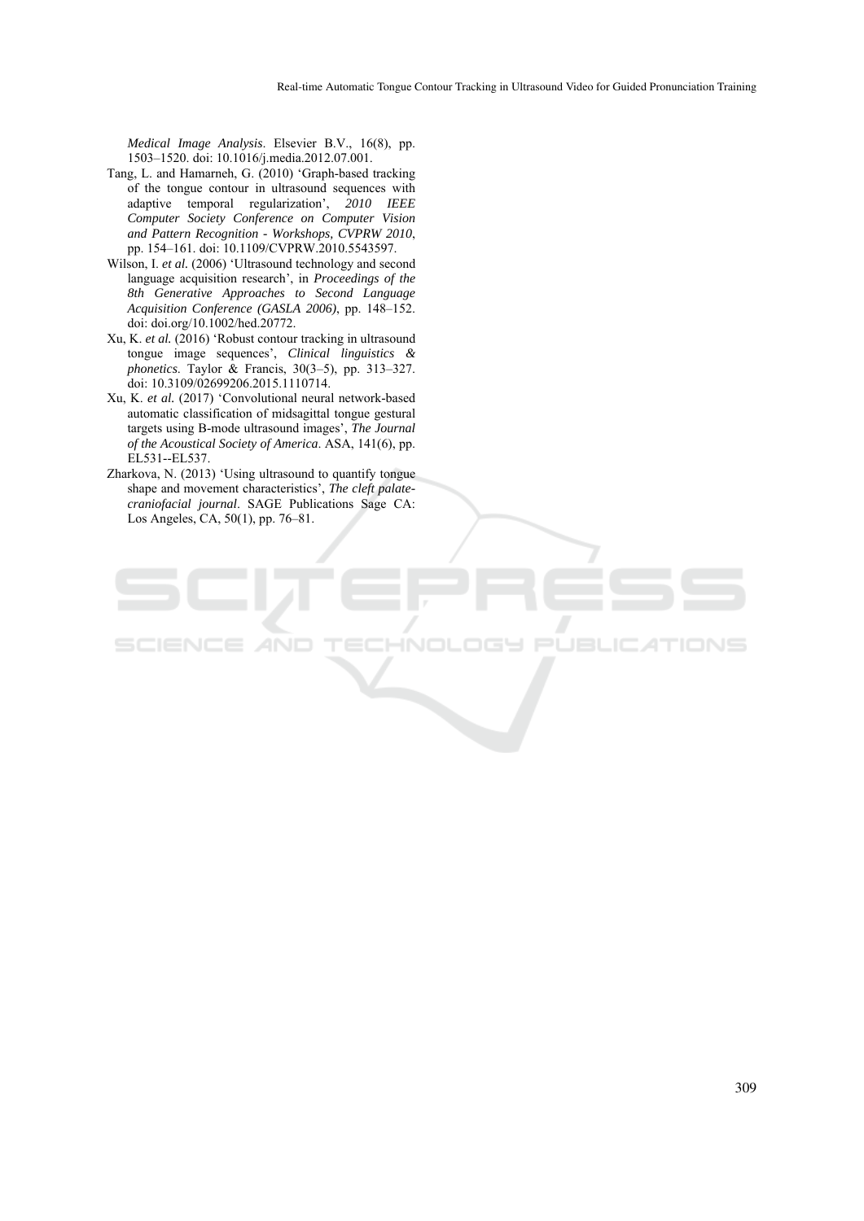*Medical Image Analysis*. Elsevier B.V., 16(8), pp. 1503–1520. doi: 10.1016/j.media.2012.07.001.

Tang, L. and Hamarneh, G. (2010) 'Graph-based tracking of the tongue contour in ultrasound sequences with adaptive temporal regularization', *2010 IEEE Computer Society Conference on Computer Vision and Pattern Recognition - Workshops, CVPRW 2010*, pp. 154–161. doi: 10.1109/CVPRW.2010.5543597.

Wilson, I. *et al.* (2006) 'Ultrasound technology and second language acquisition research', in *Proceedings of the 8th Generative Approaches to Second Language Acquisition Conference (GASLA 2006)*, pp. 148–152. doi: doi.org/10.1002/hed.20772.

Xu, K. *et al.* (2016) 'Robust contour tracking in ultrasound tongue image sequences', *Clinical linguistics & phonetics*. Taylor & Francis, 30(3–5), pp. 313–327. doi: 10.3109/02699206.2015.1110714.

Xu, K. *et al.* (2017) 'Convolutional neural network-based automatic classification of midsagittal tongue gestural targets using B-mode ultrasound images', *The Journal of the Acoustical Society of America*. ASA, 141(6), pp. EL531--EL537.

Zharkova, N. (2013) 'Using ultrasound to quantify tongue shape and movement characteristics', *The cleft palate-craniofacial journal*. SAGE Publications Sage CA: Los Angeles, CA, 50(1), pp. 76–81.